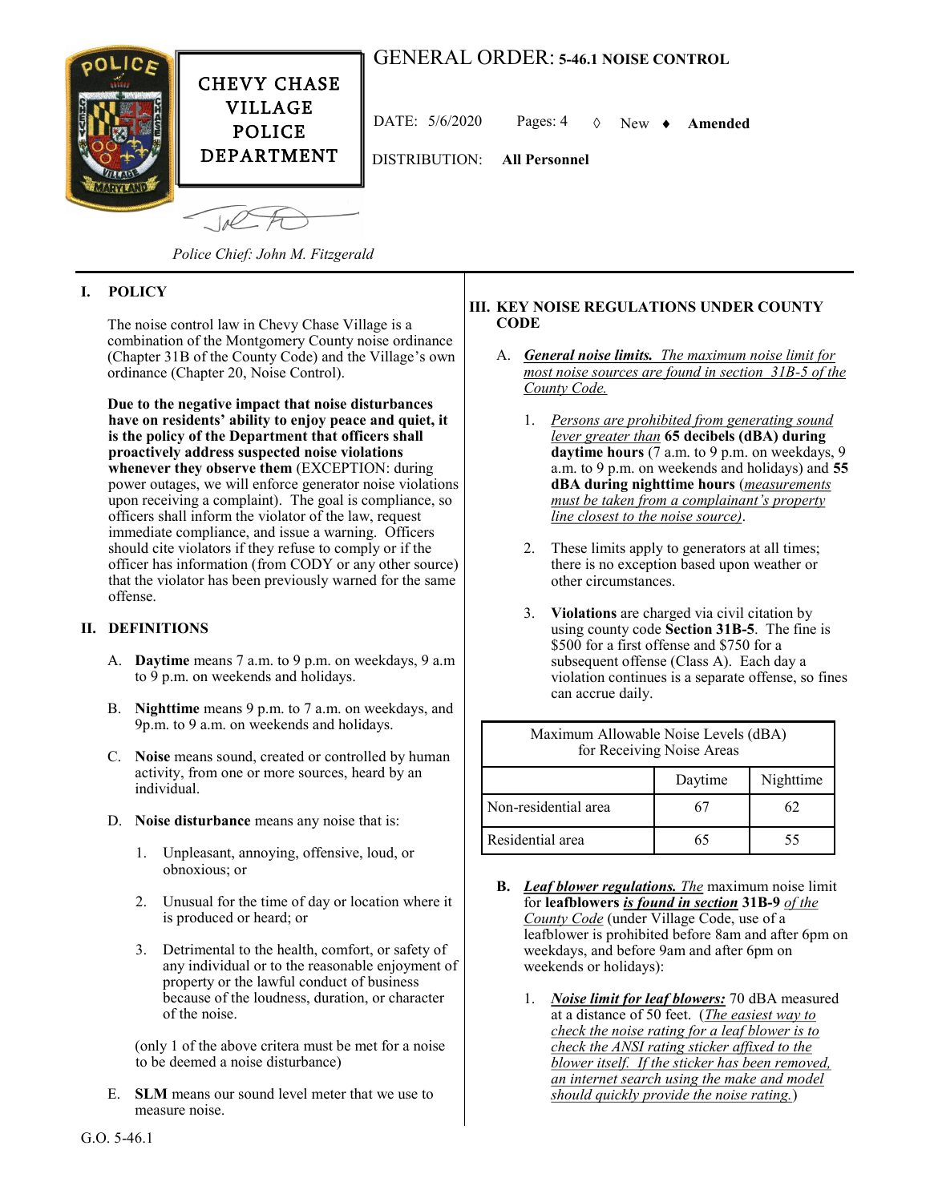CHEVY CHASE VILLAGE POLICE DEPARTMENT

# GENERAL ORDER: **5-46.1 NOISE CONTROL**

DATE: 5/6/2020 Pages: 4 ◊ New ♦ **Amended**

DISTRIBUTION: **All Personnel**

*Police Chief: John M. Fitzgerald*

## I. POLICY

The noise control law in Chevy Chase Village is a combination of the Montgomery County noise ordinance (Chapter 31B of the County Code) and the Village's own ordinance (Chapter 20, Noise Control).

**Due to the negative impact that noise disturbances have on residents' ability to enjoy peace and quiet, it is the policy of the Department that officers shall proactively address suspected noise violations whenever they observe them** (EXCEPTION: during power outages, we will enforce generator noise violations upon receiving a complaint). The goal is compliance, so officers shall inform the violator of the law, request immediate compliance, and issue a warning. Officers should cite violators if they refuse to comply or if the officer has information (from CODY or any other source) that the violator has been previously warned for the same offense.

## II. DEFINITIONS

A. **Daytime** means 7 a.m. to 9 p.m. on weekdays, 9 a.m to 9 p.m. on weekends and holidays.

B. **Nighttime** means 9 p.m. to 7 a.m. on weekdays, and 9p.m. to 9 a.m. on weekends and holidays.

C. **Noise** means sound, created or controlled by human activity, from one or more sources, heard by an individual.

D. **Noise disturbance** means any noise that is:

1. Unpleasant, annoying, offensive, loud, or obnoxious; or

2. Unusual for the time of day or location where it is produced or heard; or

3. Detrimental to the health, comfort, or safety of any individual or to the reasonable enjoyment of property or the lawful conduct of business because of the loudness, duration, or character of the noise.

(only 1 of the above critera must be met for a noise to be deemed a noise disturbance)

E. **SLM** means our sound level meter that we use to measure noise.

## III. KEY NOISE REGULATIONS UNDER COUNTY CODE

A. ***General noise limits.*** *The maximum noise limit for most noise sources are found in section 31B-5 of the County Code.*

1. *Persons are prohibited from generating sound lever greater than* **65 decibels (dBA) during daytime hours** (7 a.m. to 9 p.m. on weekdays, 9 a.m. to 9 p.m. on weekends and holidays) and **55 dBA during nighttime hours** (*measurements must be taken from a complainant's property line closest to the noise source)*.

2. These limits apply to generators at all times; there is no exception based upon weather or other circumstances.

3. **Violations** are charged via civil citation by using county code **Section 31B-5**. The fine is $500 for a first offense and $750 for a subsequent offense (Class A). Each day a violation continues is a separate offense, so fines can accrue daily.

| Maximum Allowable Noise Levels (dBA) for Receiving Noise Areas | | |
|---|---|---|
| | Daytime | Nighttime |
| Non-residential area | 67 | 62 |
| Residential area | 65 | 55 |

B. ***Leaf blower regulations.*** *The* maximum noise limit for **leafblowers** ***is found in section*** **31B-9** *of the County Code* (under Village Code, use of a leafblower is prohibited before 8am and after 6pm on weekdays, and before 9am and after 6pm on weekends or holidays):

1. ***Noise limit for leaf blowers:*** 70 dBA measured at a distance of 50 feet. (*The easiest way to check the noise rating for a leaf blower is to check the ANSI rating sticker affixed to the blower itself. If the sticker has been removed, an internet search using the make and model should quickly provide the noise rating.*)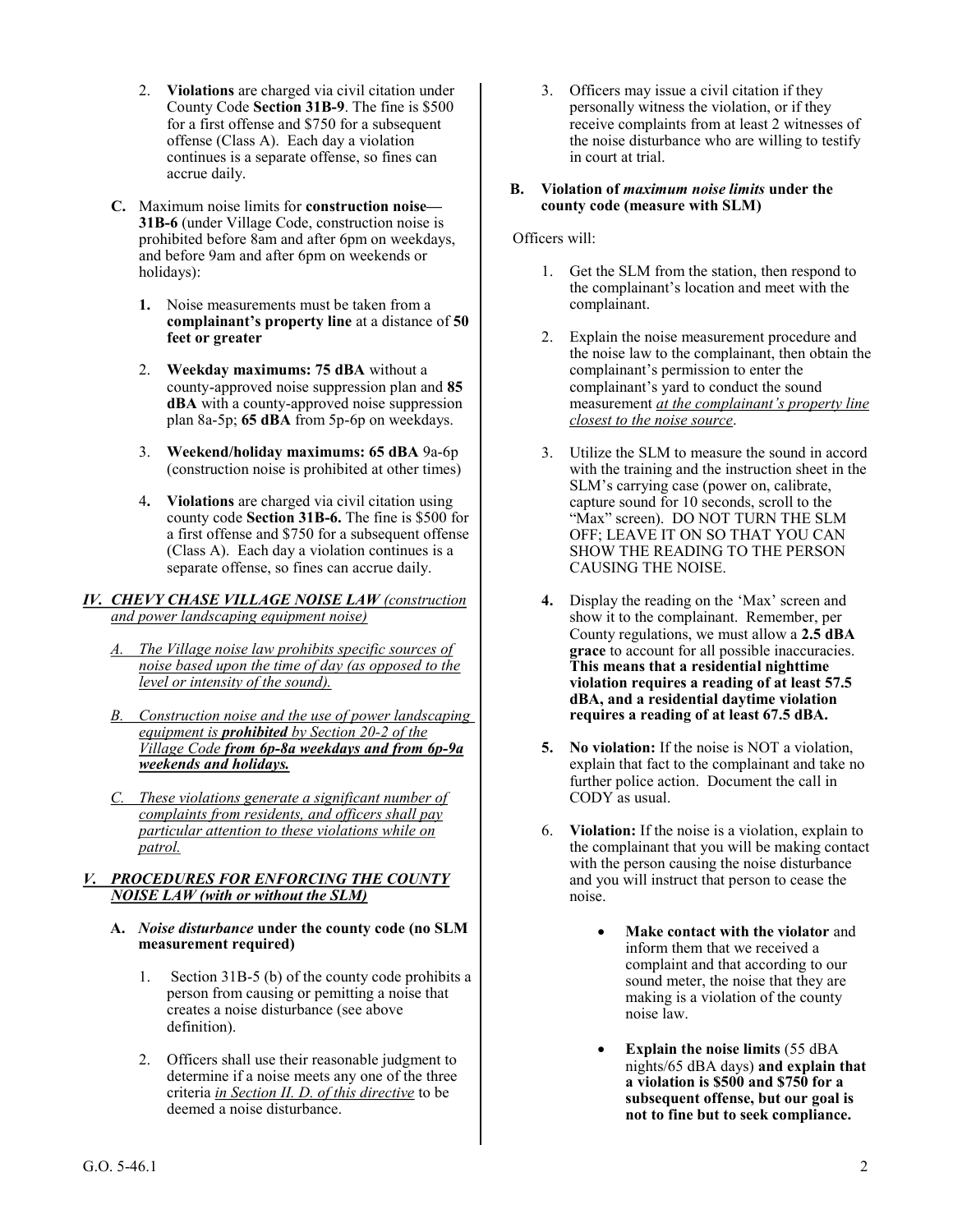2. **Violations** are charged via civil citation under County Code **Section 31B-9**. The fine is $500 for a first offense and $750 for a subsequent offense (Class A). Each day a violation continues is a separate offense, so fines can accrue daily.

**C.** Maximum noise limits for **construction noise—31B-6** (under Village Code, construction noise is prohibited before 8am and after 6pm on weekdays, and before 9am and after 6pm on weekends or holidays):

1. Noise measurements must be taken from a **complainant's property line** at a distance of **50 feet or greater**
2. **Weekday maximums: 75 dBA** without a county-approved noise suppression plan and **85 dBA** with a county-approved noise suppression plan 8a-5p; **65 dBA** from 5p-6p on weekdays.
3. **Weekend/holiday maximums: 65 dBA** 9a-6p (construction noise is prohibited at other times)
4. **Violations** are charged via civil citation using county code **Section 31B-6.** The fine is $500 for a first offense and $750 for a subsequent offense (Class A). Each day a violation continues is a separate offense, so fines can accrue daily.

## *IV. CHEVY CHASE VILLAGE NOISE LAW (construction and power landscaping equipment noise)*

*A. The Village noise law prohibits specific sources of noise based upon the time of day (as opposed to the level or intensity of the sound).*

*B. Construction noise and the use of power landscaping equipment is* ***prohibited*** *by Section 20-2 of the Village Code* ***from 6p-8a weekdays and from 6p-9a weekends and holidays.***

*C. These violations generate a significant number of complaints from residents, and officers shall pay particular attention to these violations while on patrol.*

## *V. PROCEDURES FOR ENFORCING THE COUNTY NOISE LAW (with or without the SLM)*

### A. *Noise disturbance* under the county code (no SLM measurement required)

1. Section 31B-5 (b) of the county code prohibits a person from causing or pemitting a noise that creates a noise disturbance (see above definition).
2. Officers shall use their reasonable judgment to determine if a noise meets any one of the three criteria *in Section II. D. of this directive* to be deemed a noise disturbance.
3. Officers may issue a civil citation if they personally witness the violation, or if they receive complaints from at least 2 witnesses of the noise disturbance who are willing to testify in court at trial.

### B. Violation of *maximum noise limits* under the county code (measure with SLM)

Officers will:

1. Get the SLM from the station, then respond to the complainant's location and meet with the complainant.
2. Explain the noise measurement procedure and the noise law to the complainant, then obtain the complainant's permission to enter the complainant's yard to conduct the sound measurement *at the complainant's property line closest to the noise source*.
3. Utilize the SLM to measure the sound in accord with the training and the instruction sheet in the SLM's carrying case (power on, calibrate, capture sound for 10 seconds, scroll to the "Max" screen). DO NOT TURN THE SLM OFF; LEAVE IT ON SO THAT YOU CAN SHOW THE READING TO THE PERSON CAUSING THE NOISE.
4. Display the reading on the 'Max' screen and show it to the complainant. Remember, per County regulations, we must allow a **2.5 dBA grace** to account for all possible inaccuracies. **This means that a residential nighttime violation requires a reading of at least 57.5 dBA, and a residential daytime violation requires a reading of at least 67.5 dBA.**
5. **No violation:** If the noise is NOT a violation, explain that fact to the complainant and take no further police action. Document the call in CODY as usual.
6. **Violation:** If the noise is a violation, explain to the complainant that you will be making contact with the person causing the noise disturbance and you will instruct that person to cease the noise.
   - **Make contact with the violator** and inform them that we received a complaint and that according to our sound meter, the noise that they are making is a violation of the county noise law.
   - **Explain the noise limits** (55 dBA nights/65 dBA days) **and explain that a violation is $500 and $750 for a subsequent offense, but our goal is not to fine but to seek compliance.**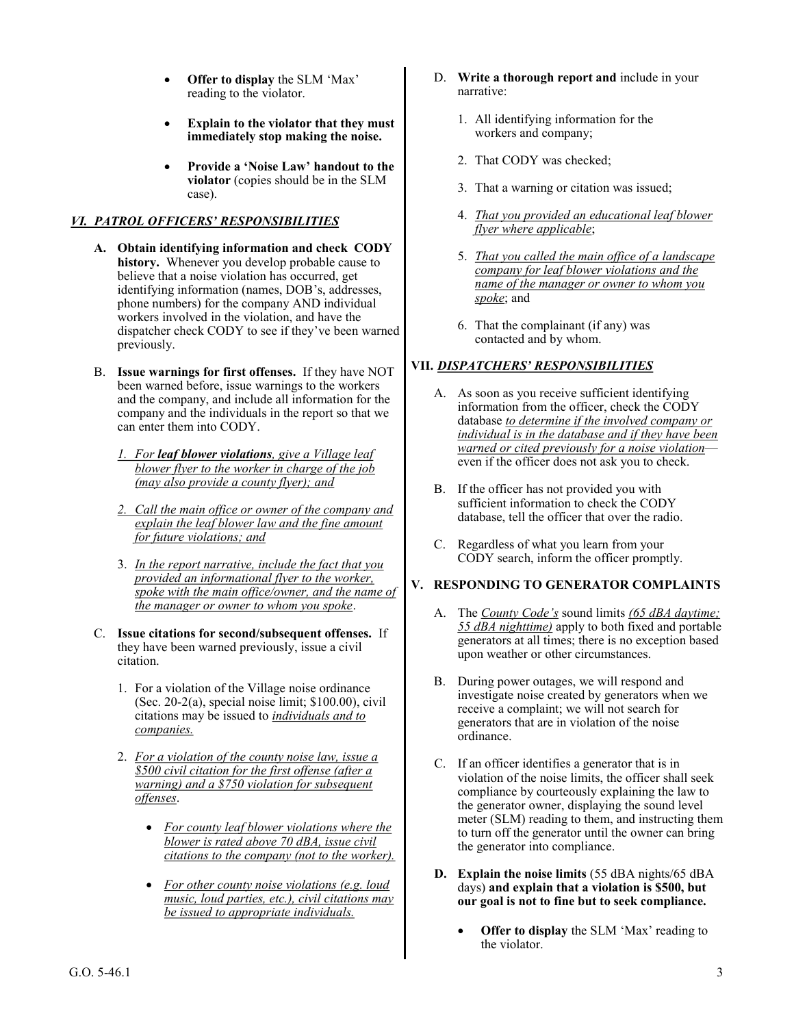- **Offer to display** the SLM 'Max' reading to the violator.

- **Explain to the violator that they must immediately stop making the noise.**

- **Provide a 'Noise Law' handout to the violator** (copies should be in the SLM case).

## *VI. PATROL OFFICERS' RESPONSIBILITIES*

**A. Obtain identifying information and check CODY history.** Whenever you develop probable cause to believe that a noise violation has occurred, get identifying information (names, DOB's, addresses, phone numbers) for the company AND individual workers involved in the violation, and have the dispatcher check CODY to see if they've been warned previously.

B. **Issue warnings for first offenses.** If they have NOT been warned before, issue warnings to the workers and the company, and include all information for the company and the individuals in the report so that we can enter them into CODY.

1. *For **leaf blower violations**, give a Village leaf blower flyer to the worker in charge of the job (may also provide a county flyer); and*

2. *Call the main office or owner of the company and explain the leaf blower law and the fine amount for future violations; and*

3. *In the report narrative, include the fact that you provided an informational flyer to the worker, spoke with the main office/owner, and the name of the manager or owner to whom you spoke*.

C. **Issue citations for second/subsequent offenses.** If they have been warned previously, issue a civil citation.

1. For a violation of the Village noise ordinance (Sec. 20-2(a), special noise limit; $100.00), civil citations may be issued to *individuals and to companies.*

2. *For a violation of the county noise law, issue a $500 civil citation for the first offense (after a warning) and a $750 violation for subsequent offenses*.

   - *For county leaf blower violations where the blower is rated above 70 dBA, issue civil citations to the company (not to the worker).*

   - *For other county noise violations (e.g. loud music, loud parties, etc.), civil citations may be issued to appropriate individuals.*

D. **Write a thorough report and** include in your narrative:

1. All identifying information for the workers and company;

2. That CODY was checked;

3. That a warning or citation was issued;

4. *That you provided an educational leaf blower flyer where applicable*;

5. *That you called the main office of a landscape company for leaf blower violations and the name of the manager or owner to whom you spoke*; and

6. That the complainant (if any) was contacted and by whom.

## VII. *DISPATCHERS' RESPONSIBILITIES*

A. As soon as you receive sufficient identifying information from the officer, check the CODY database *to determine if the involved company or individual is in the database and if they have been warned or cited previously for a noise violation*—even if the officer does not ask you to check.

B. If the officer has not provided you with sufficient information to check the CODY database, tell the officer that over the radio.

C. Regardless of what you learn from your CODY search, inform the officer promptly.

## V. RESPONDING TO GENERATOR COMPLAINTS

A. The *County Code's* sound limits *(65 dBA daytime; 55 dBA nighttime)* apply to both fixed and portable generators at all times; there is no exception based upon weather or other circumstances.

B. During power outages, we will respond and investigate noise created by generators when we receive a complaint; we will not search for generators that are in violation of the noise ordinance.

C. If an officer identifies a generator that is in violation of the noise limits, the officer shall seek compliance by courteously explaining the law to the generator owner, displaying the sound level meter (SLM) reading to them, and instructing them to turn off the generator until the owner can bring the generator into compliance.

**D. Explain the noise limits** (55 dBA nights/65 dBA days) **and explain that a violation is $500, but our goal is not to fine but to seek compliance.**

- **Offer to display** the SLM 'Max' reading to the violator.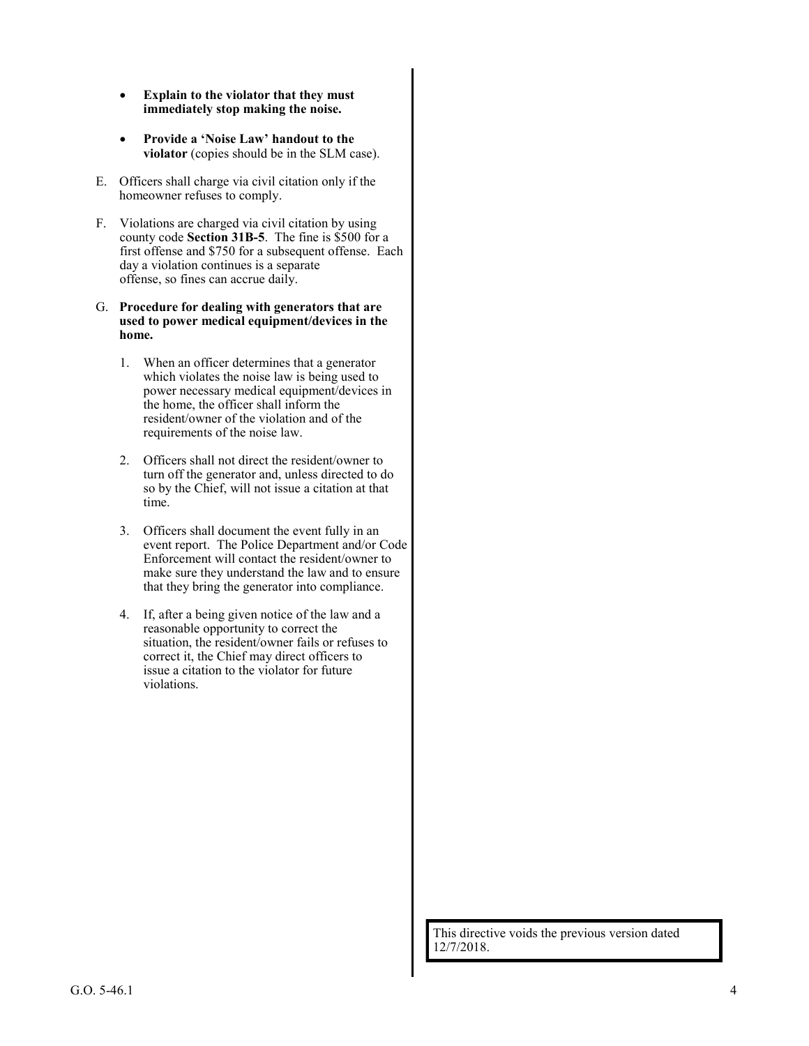- **Explain to the violator that they must immediately stop making the noise.**

- **Provide a 'Noise Law' handout to the violator** (copies should be in the SLM case).

E. Officers shall charge via civil citation only if the homeowner refuses to comply.

F. Violations are charged via civil citation by using county code **Section 31B-5**. The fine is $500 for a first offense and $750 for a subsequent offense. Each day a violation continues is a separate offense, so fines can accrue daily.

G. **Procedure for dealing with generators that are used to power medical equipment/devices in the home.**

1. When an officer determines that a generator which violates the noise law is being used to power necessary medical equipment/devices in the home, the officer shall inform the resident/owner of the violation and of the requirements of the noise law.

2. Officers shall not direct the resident/owner to turn off the generator and, unless directed to do so by the Chief, will not issue a citation at that time.

3. Officers shall document the event fully in an event report. The Police Department and/or Code Enforcement will contact the resident/owner to make sure they understand the law and to ensure that they bring the generator into compliance.

4. If, after a being given notice of the law and a reasonable opportunity to correct the situation, the resident/owner fails or refuses to correct it, the Chief may direct officers to issue a citation to the violator for future violations.

This directive voids the previous version dated 12/7/2018.